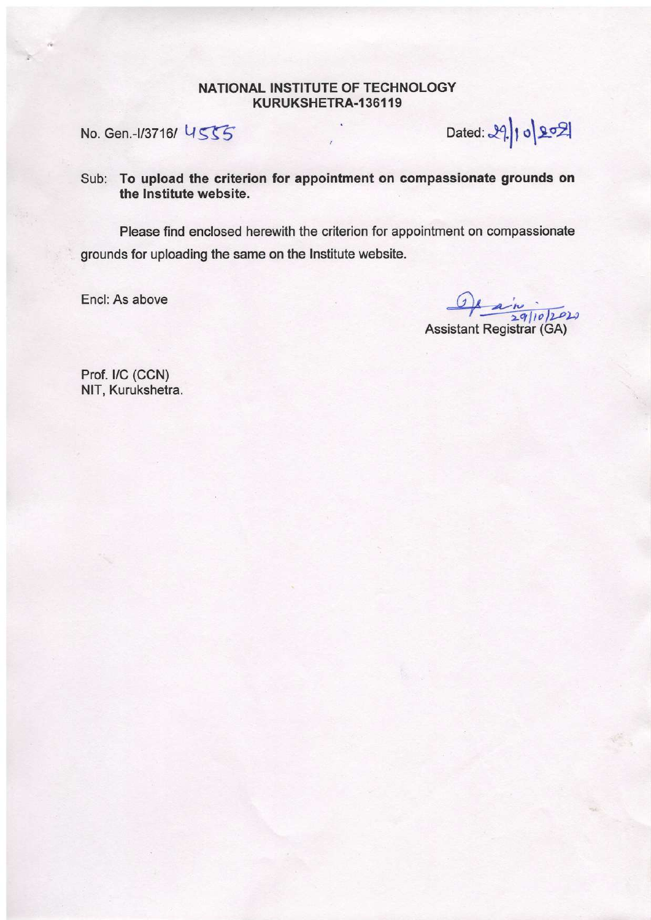**NATIONAL INSTITUTE OF TECHNOLOGY**
**KURUKSHETRA-136119**

No. Gen.-I/3716/ 4555 Dated: 29/10/2021

Sub: **To upload the criterion for appointment on compassionate grounds on the Institute website.**

Please find enclosed herewith the criterion for appointment on compassionate grounds for uploading the same on the Institute website.

Encl: As above

29/10/2021
Assistant Registrar (GA)

Prof. I/C (CCN)
NIT, Kurukshetra.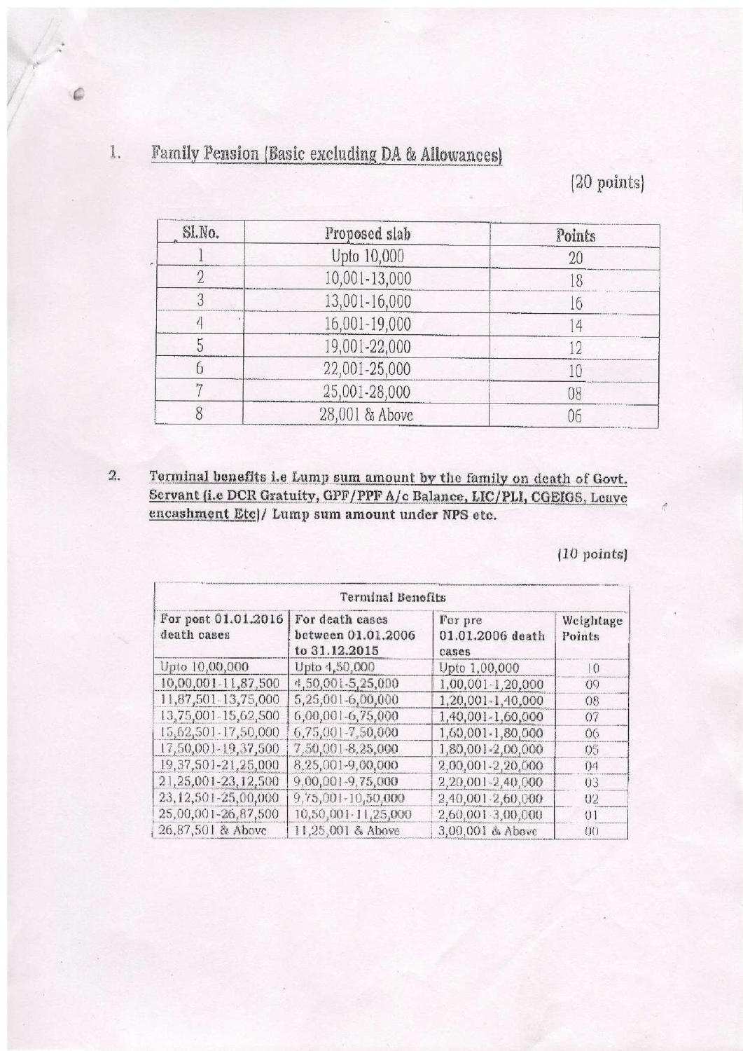1. **Family Pension (Basic excluding DA & Allowances)**

(20 points)

| Sl.No. | Proposed slab | Points |
|---|---|---|
| 1 | Upto 10,000 | 20 |
| 2 | 10,001-13,000 | 18 |
| 3 | 13,001-16,000 | 16 |
| 4 | 16,001-19,000 | 14 |
| 5 | 19,001-22,000 | 12 |
| 6 | 22,001-25,000 | 10 |
| 7 | 25,001-28,000 | 08 |
| 8 | 28,001 & Above | 06 |

2. **Terminal benefits i.e Lump sum amount by the family on death of Govt. Servant (i.e DCR Gratuity, GPF/PPF A/c Balance, LIC/PLI, CGEIGS, Leave encashment Etc)/ Lump sum amount under NPS etc.**

(10 points)

| Terminal Benefits | | | |
|---|---|---|---|
| For post 01.01.2016 death cases | For death cases between 01.01.2006 to 31.12.2015 | For pre 01.01.2006 death cases | Weightage Points |
| Upto 10,00,000 | Upto 4,50,000 | Upto 1,00,000 | 10 |
| 10,00,001-11,87,500 | 4,50,001-5,25,000 | 1,00,001-1,20,000 | 09 |
| 11,87,501-13,75,000 | 5,25,001-6,00,000 | 1,20,001-1,40,000 | 08 |
| 13,75,001-15,62,500 | 6,00,001-6,75,000 | 1,40,001-1,60,000 | 07 |
| 15,62,501-17,50,000 | 6,75,001-7,50,000 | 1,60,001-1,80,000 | 06 |
| 17,50,001-19,37,500 | 7,50,001-8,25,000 | 1,80,001-2,00,000 | 05 |
| 19,37,501-21,25,000 | 8,25,001-9,00,000 | 2,00,001-2,20,000 | 04 |
| 21,25,001-23,12,500 | 9,00,001-9,75,000 | 2,20,001-2,40,000 | 03 |
| 23,12,501-25,00,000 | 9,75,001-10,50,000 | 2,40,001-2,60,000 | 02 |
| 25,00,001-26,87,500 | 10,50,001-11,25,000 | 2,60,001-3,00,000 | 01 |
| 26,87,501 & Above | 11,25,001 & Above | 3,00,001 & Above | 00 |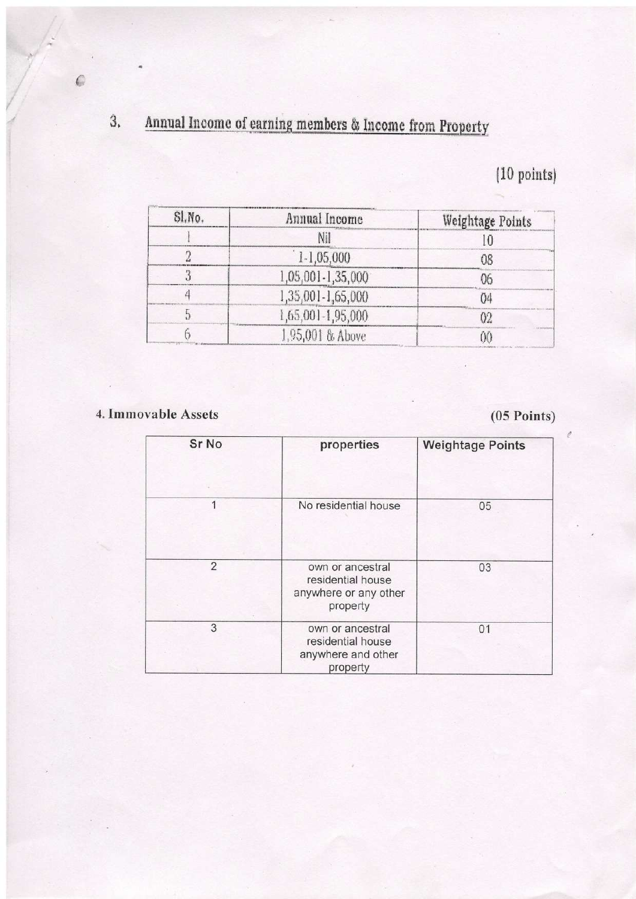## 3. Annual Income of earning members & Income from Property

(10 points)

| Sl.No. | Annual Income | Weightage Points |
|---|---|---|
| 1 | Nil | 10 |
| 2 | 1-1,05,000 | 08 |
| 3 | 1,05,001-1,35,000 | 06 |
| 4 | 1,35,001-1,65,000 | 04 |
| 5 | 1,65,001-1,95,000 | 02 |
| 6 | 1,95,001 & Above | 00 |

## 4. Immovable Assets

(05 Points)

| Sr No | properties | Weightage Points |
|---|---|---|
| 1 | No residential house | 05 |
| 2 | own or ancestral residential house anywhere or any other property | 03 |
| 3 | own or ancestral residential house anywhere and other property | 01 |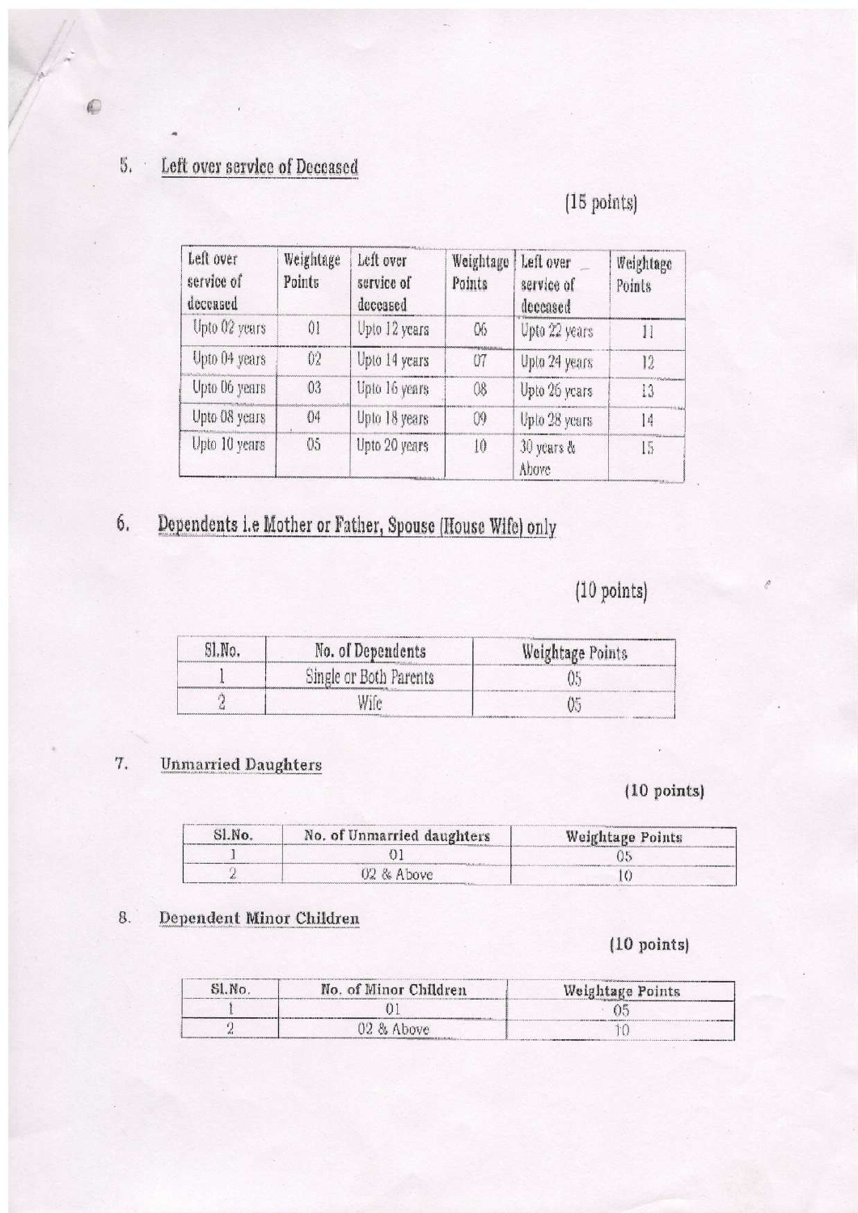## 5. Left over service of Deceased

(15 points)

| Left over service of deceased | Weightage Points | Left over service of deceased | Weightage Points | Left over service of deceased | Weightage Points |
|---|---|---|---|---|---|
| Upto 02 years | 01 | Upto 12 years | 06 | Upto 22 years | 11 |
| Upto 04 years | 02 | Upto 14 years | 07 | Upto 24 years | 12 |
| Upto 06 years | 03 | Upto 16 years | 08 | Upto 26 years | 13 |
| Upto 08 years | 04 | Upto 18 years | 09 | Upto 28 years | 14 |
| Upto 10 years | 05 | Upto 20 years | 10 | 30 years & Above | 15 |

## 6. Dependents i.e Mother or Father, Spouse (House Wife) only

(10 points)

| Sl.No. | No. of Dependents | Weightage Points |
|---|---|---|
| 1 | Single or Both Parents | 05 |
| 2 | Wife | 05 |

## 7. Unmarried Daughters

(10 points)

| Sl.No. | No. of Unmarried daughters | Weightage Points |
|---|---|---|
| 1 | 01 | 05 |
| 2 | 02 & Above | 10 |

## 8. Dependent Minor Children

(10 points)

| Sl.No. | No. of Minor Children | Weightage Points |
|---|---|---|
| 1 | 01 | 05 |
| 2 | 02 & Above | 10 |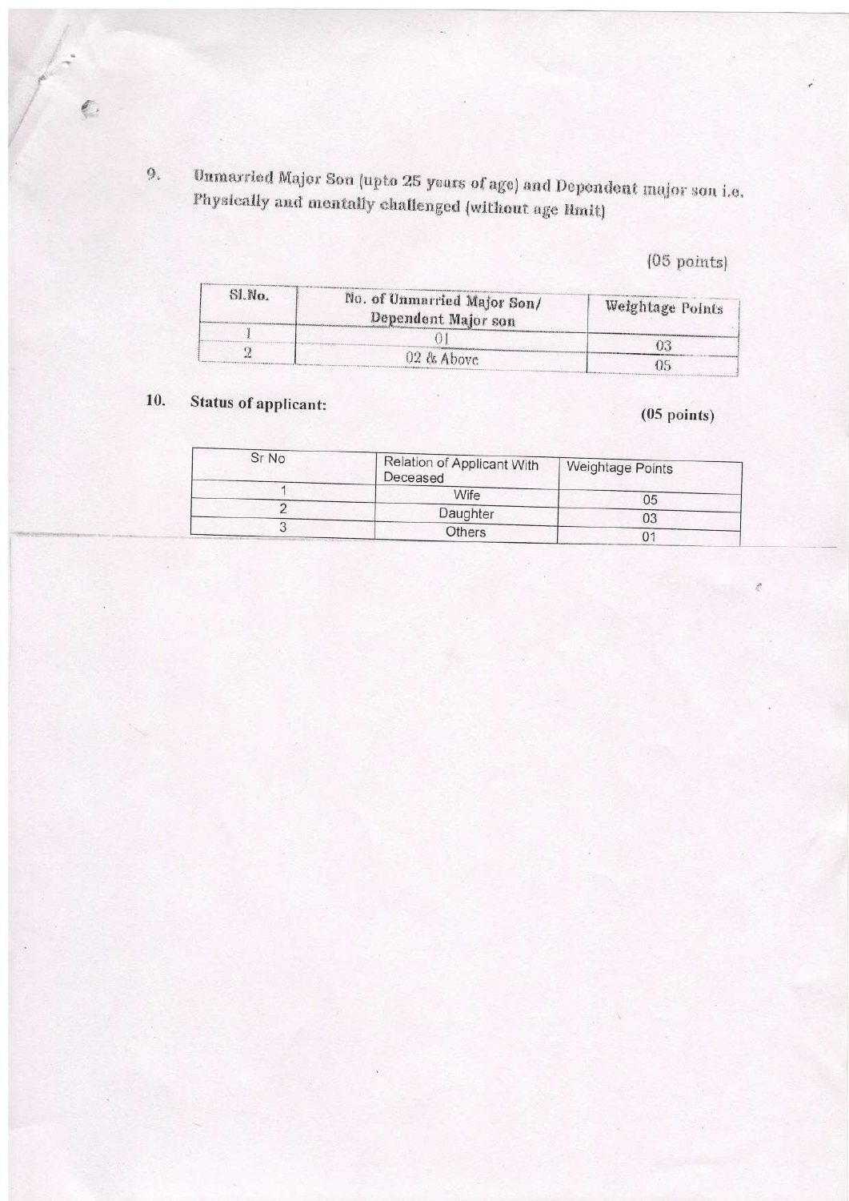9. Unmarried Major Son (upto 25 years of age) and Dependent major son i.e. Physically and mentally challenged (without age limit)

(05 points)

| Sl.No. | No. of Unmarried Major Son/ Dependent Major son | Weightage Points |
|---|---|---|
| 1 | 01 | 03 |
| 2 | 02 & Above | 05 |

**10. Status of applicant:** **(05 points)**

| Sr No | Relation of Applicant With Deceased | Weightage Points |
|---|---|---|
| 1 | Wife | 05 |
| 2 | Daughter | 03 |
| 3 | Others | 01 |